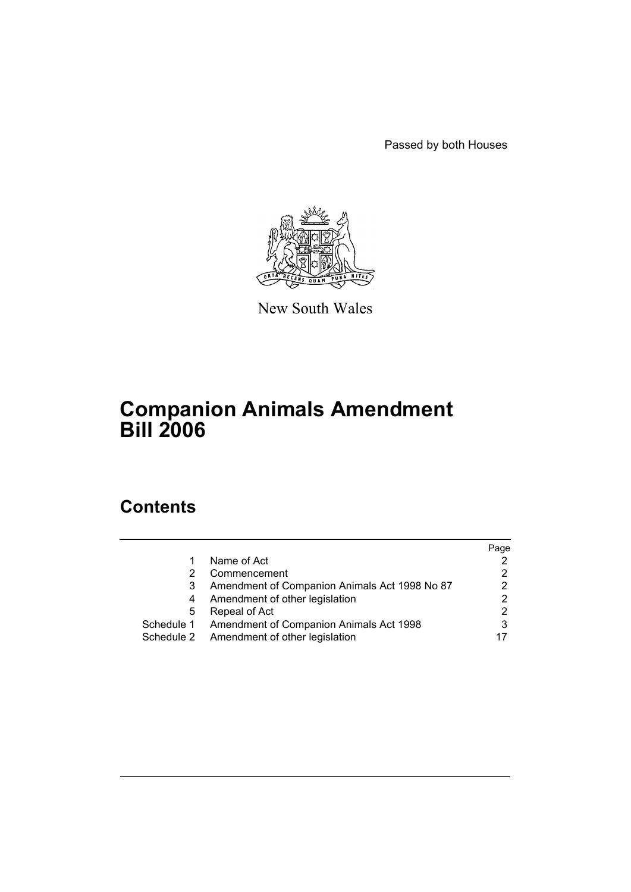Passed by both Houses

New South Wales

# Companion Animals Amendment Bill 2006

## Contents

| | | Page |
|---|---|---|
| 1 | Name of Act | 2 |
| 2 | Commencement | 2 |
| 3 | Amendment of Companion Animals Act 1998 No 87 | 2 |
| 4 | Amendment of other legislation | 2 |
| 5 | Repeal of Act | 2 |
| Schedule 1 | Amendment of Companion Animals Act 1998 | 3 |
| Schedule 2 | Amendment of other legislation | 17 |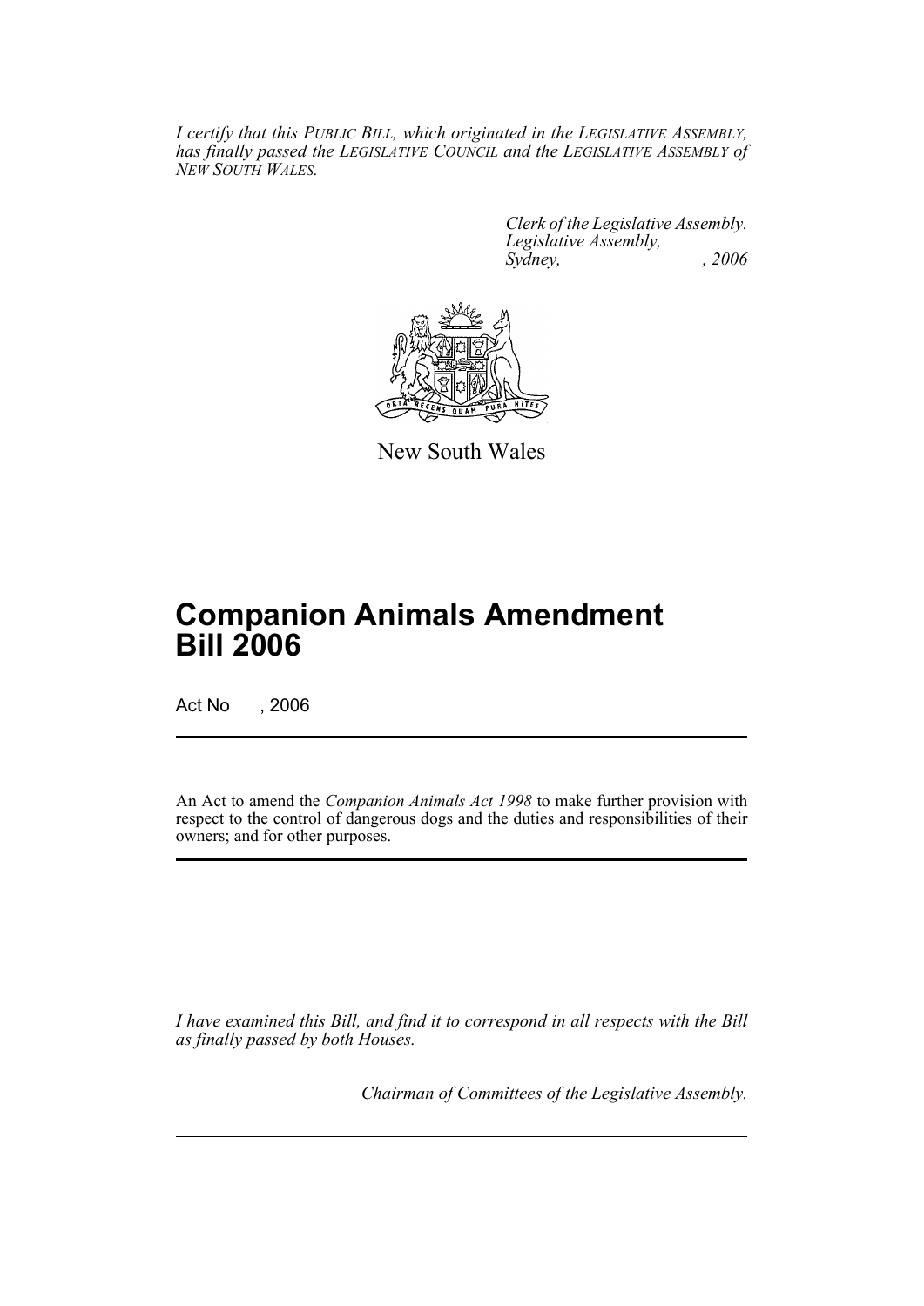*I certify that this PUBLIC BILL, which originated in the LEGISLATIVE ASSEMBLY, has finally passed the LEGISLATIVE COUNCIL and the LEGISLATIVE ASSEMBLY of NEW SOUTH WALES.*

*Clerk of the Legislative Assembly.*
*Legislative Assembly,*
*Sydney, , 2006*

New South Wales

# Companion Animals Amendment Bill 2006

Act No , 2006

An Act to amend the *Companion Animals Act 1998* to make further provision with respect to the control of dangerous dogs and the duties and responsibilities of their owners; and for other purposes.

*I have examined this Bill, and find it to correspond in all respects with the Bill as finally passed by both Houses.*

*Chairman of Committees of the Legislative Assembly.*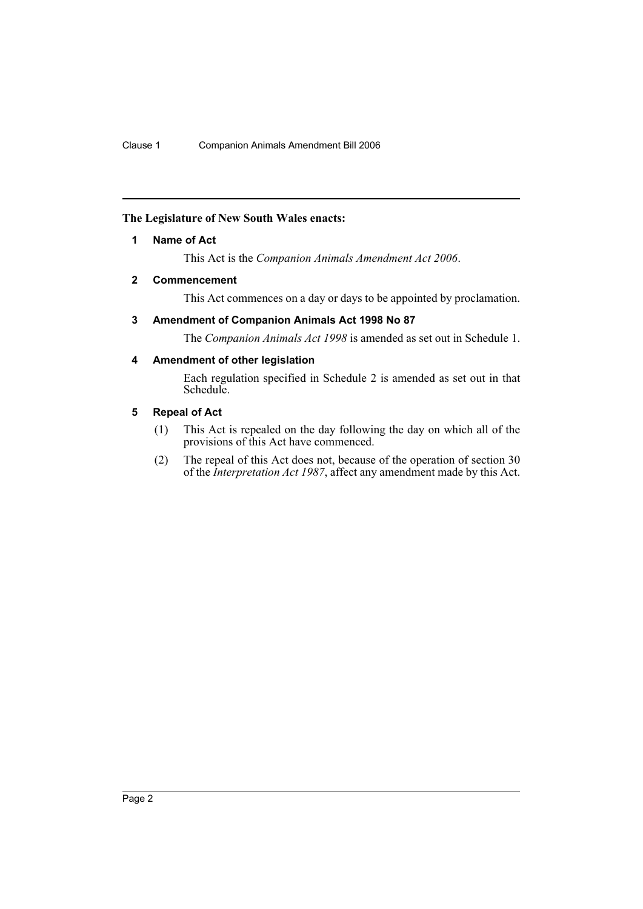**The Legislature of New South Wales enacts:**

### 1 Name of Act

This Act is the *Companion Animals Amendment Act 2006*.

### 2 Commencement

This Act commences on a day or days to be appointed by proclamation.

### 3 Amendment of Companion Animals Act 1998 No 87

The *Companion Animals Act 1998* is amended as set out in Schedule 1.

### 4 Amendment of other legislation

Each regulation specified in Schedule 2 is amended as set out in that Schedule.

### 5 Repeal of Act

(1) This Act is repealed on the day following the day on which all of the provisions of this Act have commenced.

(2) The repeal of this Act does not, because of the operation of section 30 of the *Interpretation Act 1987*, affect any amendment made by this Act.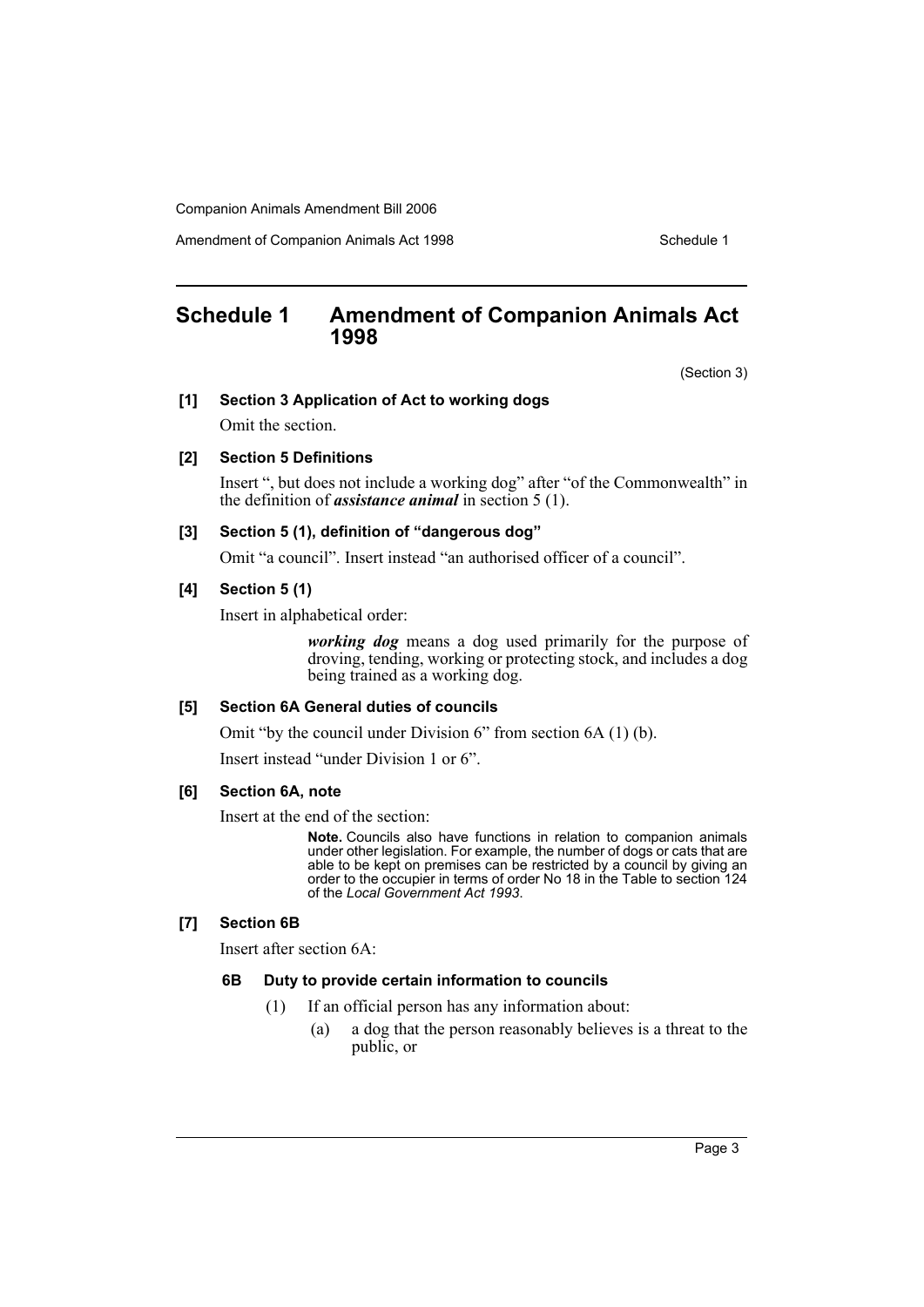## Schedule 1 Amendment of Companion Animals Act 1998

(Section 3)

**[1] Section 3 Application of Act to working dogs**

Omit the section.

**[2] Section 5 Definitions**

Insert ", but does not include a working dog" after "of the Commonwealth" in the definition of ***assistance animal*** in section 5 (1).

**[3] Section 5 (1), definition of "dangerous dog"**

Omit "a council". Insert instead "an authorised officer of a council".

**[4] Section 5 (1)**

Insert in alphabetical order:

> ***working dog*** means a dog used primarily for the purpose of droving, tending, working or protecting stock, and includes a dog being trained as a working dog.

**[5] Section 6A General duties of councils**

Omit "by the council under Division 6" from section 6A (1) (b).

Insert instead "under Division 1 or 6".

**[6] Section 6A, note**

Insert at the end of the section:

> **Note.** Councils also have functions in relation to companion animals under other legislation. For example, the number of dogs or cats that are able to be kept on premises can be restricted by a council by giving an order to the occupier in terms of order No 18 in the Table to section 124 of the *Local Government Act 1993*.

**[7] Section 6B**

Insert after section 6A:

**6B Duty to provide certain information to councils**

(1) If an official person has any information about:

(a) a dog that the person reasonably believes is a threat to the public, or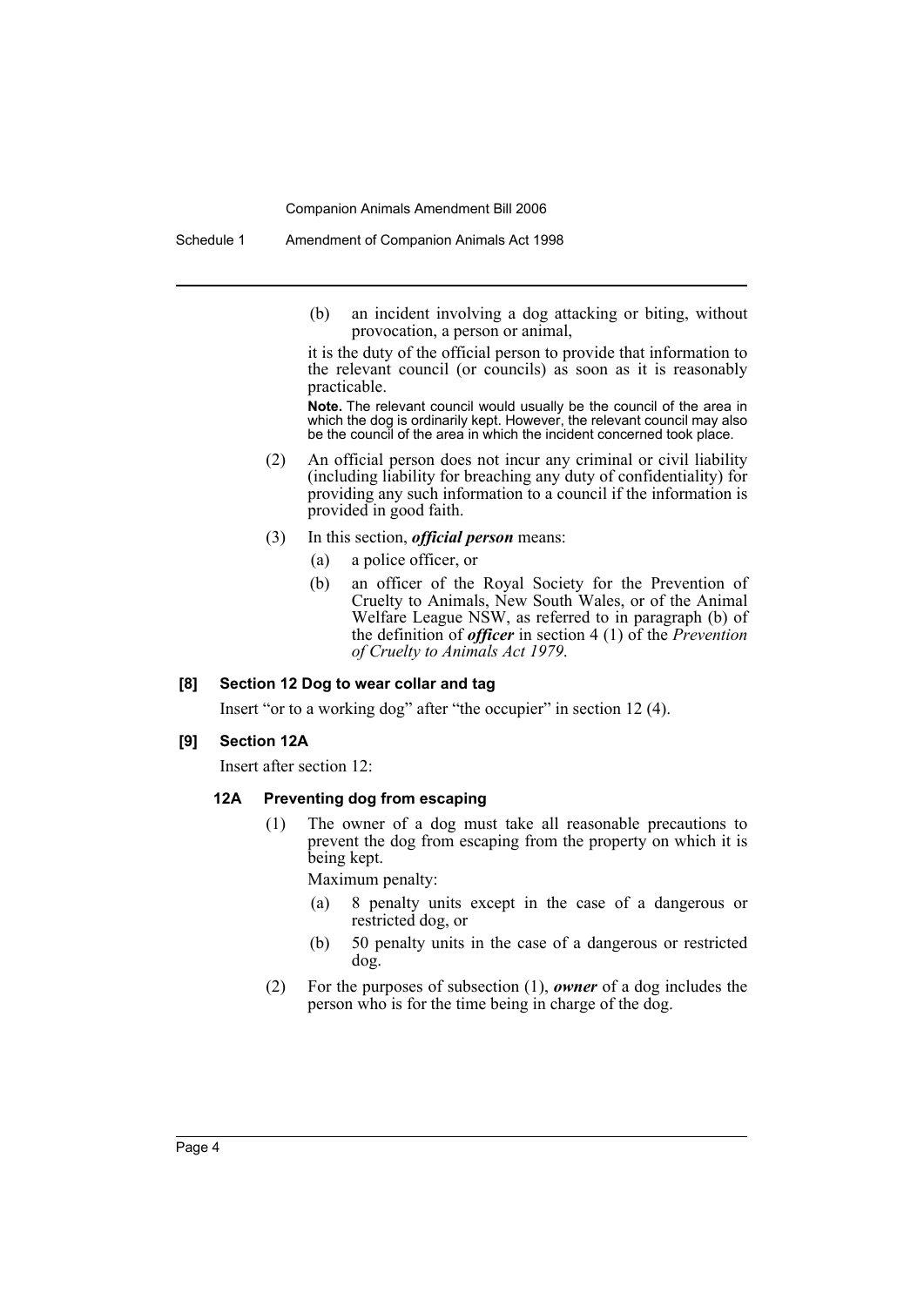(b) an incident involving a dog attacking or biting, without provocation, a person or animal,

it is the duty of the official person to provide that information to the relevant council (or councils) as soon as it is reasonably practicable.

**Note.** The relevant council would usually be the council of the area in which the dog is ordinarily kept. However, the relevant council may also be the council of the area in which the incident concerned took place.

(2) An official person does not incur any criminal or civil liability (including liability for breaching any duty of confidentiality) for providing any such information to a council if the information is provided in good faith.

(3) In this section, ***official person*** means:

(a) a police officer, or

(b) an officer of the Royal Society for the Prevention of Cruelty to Animals, New South Wales, or of the Animal Welfare League NSW, as referred to in paragraph (b) of the definition of ***officer*** in section 4 (1) of the *Prevention of Cruelty to Animals Act 1979*.

### [8] Section 12 Dog to wear collar and tag

Insert "or to a working dog" after "the occupier" in section 12 (4).

### [9] Section 12A

Insert after section 12:

#### 12A Preventing dog from escaping

(1) The owner of a dog must take all reasonable precautions to prevent the dog from escaping from the property on which it is being kept.

Maximum penalty:

(a) 8 penalty units except in the case of a dangerous or restricted dog, or

(b) 50 penalty units in the case of a dangerous or restricted dog.

(2) For the purposes of subsection (1), ***owner*** of a dog includes the person who is for the time being in charge of the dog.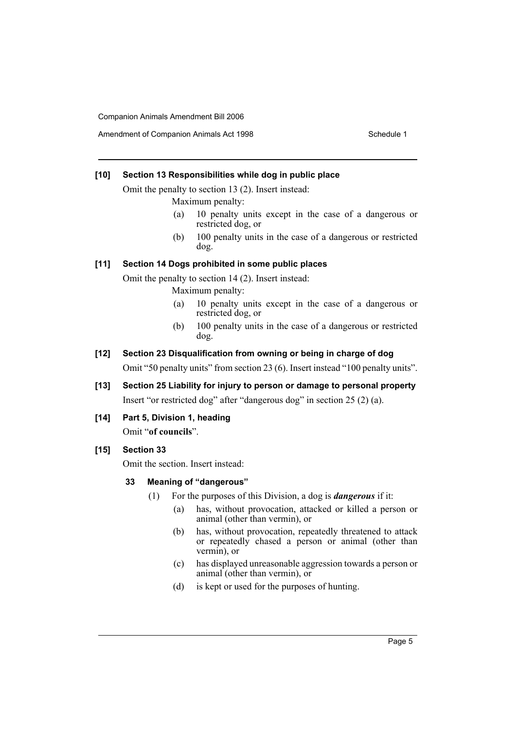### [10] Section 13 Responsibilities while dog in public place

Omit the penalty to section 13 (2). Insert instead:

Maximum penalty:

(a) 10 penalty units except in the case of a dangerous or restricted dog, or

(b) 100 penalty units in the case of a dangerous or restricted dog.

### [11] Section 14 Dogs prohibited in some public places

Omit the penalty to section 14 (2). Insert instead:

Maximum penalty:

(a) 10 penalty units except in the case of a dangerous or restricted dog, or

(b) 100 penalty units in the case of a dangerous or restricted dog.

### [12] Section 23 Disqualification from owning or being in charge of dog

Omit "50 penalty units" from section 23 (6). Insert instead "100 penalty units".

### [13] Section 25 Liability for injury to person or damage to personal property

Insert "or restricted dog" after "dangerous dog" in section 25 (2) (a).

### [14] Part 5, Division 1, heading

Omit "**of councils**".

### [15] Section 33

Omit the section. Insert instead:

#### 33 Meaning of "dangerous"

(1) For the purposes of this Division, a dog is ***dangerous*** if it:

(a) has, without provocation, attacked or killed a person or animal (other than vermin), or

(b) has, without provocation, repeatedly threatened to attack or repeatedly chased a person or animal (other than vermin), or

(c) has displayed unreasonable aggression towards a person or animal (other than vermin), or

(d) is kept or used for the purposes of hunting.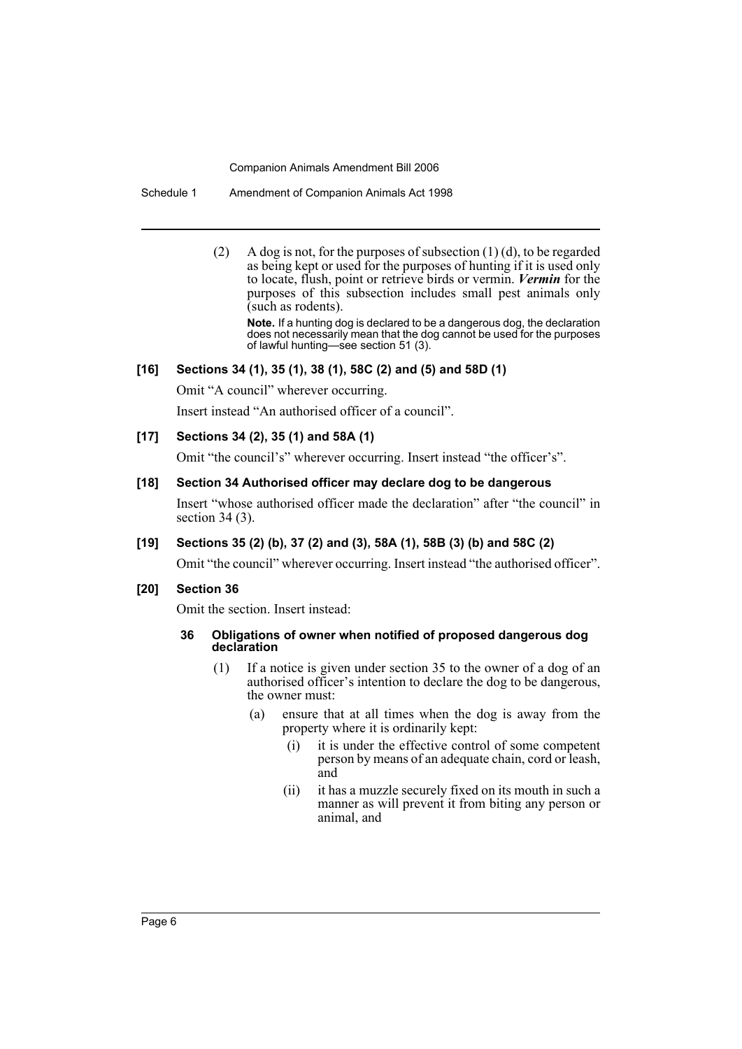(2) A dog is not, for the purposes of subsection (1) (d), to be regarded as being kept or used for the purposes of hunting if it is used only to locate, flush, point or retrieve birds or vermin. ***Vermin*** for the purposes of this subsection includes small pest animals only (such as rodents).

**Note.** If a hunting dog is declared to be a dangerous dog, the declaration does not necessarily mean that the dog cannot be used for the purposes of lawful hunting—see section 51 (3).

#### [16] Sections 34 (1), 35 (1), 38 (1), 58C (2) and (5) and 58D (1)

Omit "A council" wherever occurring.

Insert instead "An authorised officer of a council".

#### [17] Sections 34 (2), 35 (1) and 58A (1)

Omit "the council's" wherever occurring. Insert instead "the officer's".

#### [18] Section 34 Authorised officer may declare dog to be dangerous

Insert "whose authorised officer made the declaration" after "the council" in section 34 (3).

#### [19] Sections 35 (2) (b), 37 (2) and (3), 58A (1), 58B (3) (b) and 58C (2)

Omit "the council" wherever occurring. Insert instead "the authorised officer".

#### [20] Section 36

Omit the section. Insert instead:

**36 Obligations of owner when notified of proposed dangerous dog declaration**

(1) If a notice is given under section 35 to the owner of a dog of an authorised officer's intention to declare the dog to be dangerous, the owner must:

(a) ensure that at all times when the dog is away from the property where it is ordinarily kept:

(i) it is under the effective control of some competent person by means of an adequate chain, cord or leash, and

(ii) it has a muzzle securely fixed on its mouth in such a manner as will prevent it from biting any person or animal, and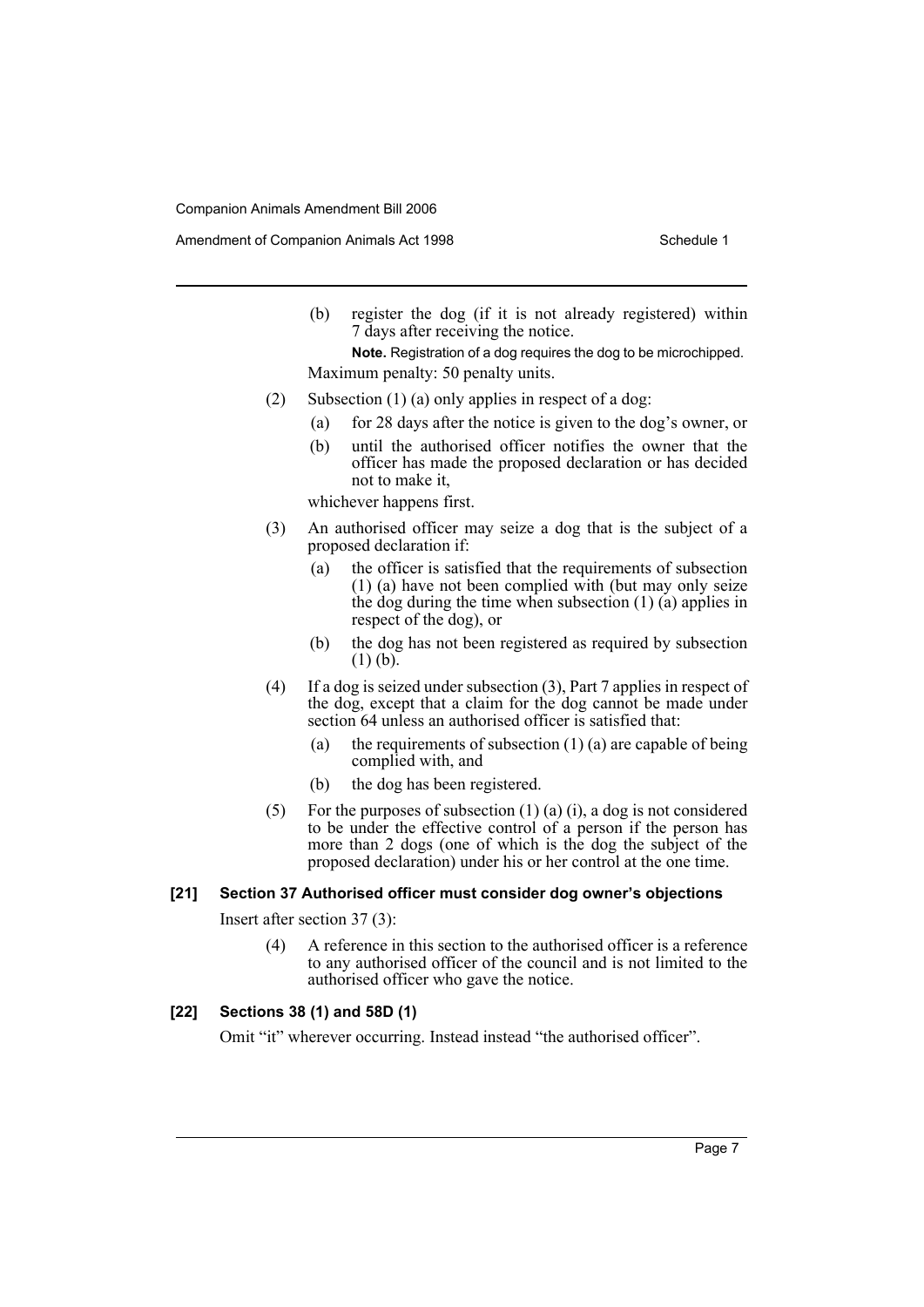(b) register the dog (if it is not already registered) within 7 days after receiving the notice.

**Note.** Registration of a dog requires the dog to be microchipped.

Maximum penalty: 50 penalty units.

(2) Subsection (1) (a) only applies in respect of a dog:

(a) for 28 days after the notice is given to the dog's owner, or

(b) until the authorised officer notifies the owner that the officer has made the proposed declaration or has decided not to make it,

whichever happens first.

(3) An authorised officer may seize a dog that is the subject of a proposed declaration if:

(a) the officer is satisfied that the requirements of subsection (1) (a) have not been complied with (but may only seize the dog during the time when subsection (1) (a) applies in respect of the dog), or

(b) the dog has not been registered as required by subsection (1) (b).

(4) If a dog is seized under subsection (3), Part 7 applies in respect of the dog, except that a claim for the dog cannot be made under section 64 unless an authorised officer is satisfied that:

(a) the requirements of subsection (1) (a) are capable of being complied with, and

(b) the dog has been registered.

(5) For the purposes of subsection (1) (a) (i), a dog is not considered to be under the effective control of a person if the person has more than 2 dogs (one of which is the dog the subject of the proposed declaration) under his or her control at the one time.

#### [21] Section 37 Authorised officer must consider dog owner's objections

Insert after section 37 (3):

(4) A reference in this section to the authorised officer is a reference to any authorised officer of the council and is not limited to the authorised officer who gave the notice.

#### [22] Sections 38 (1) and 58D (1)

Omit "it" wherever occurring. Instead instead "the authorised officer".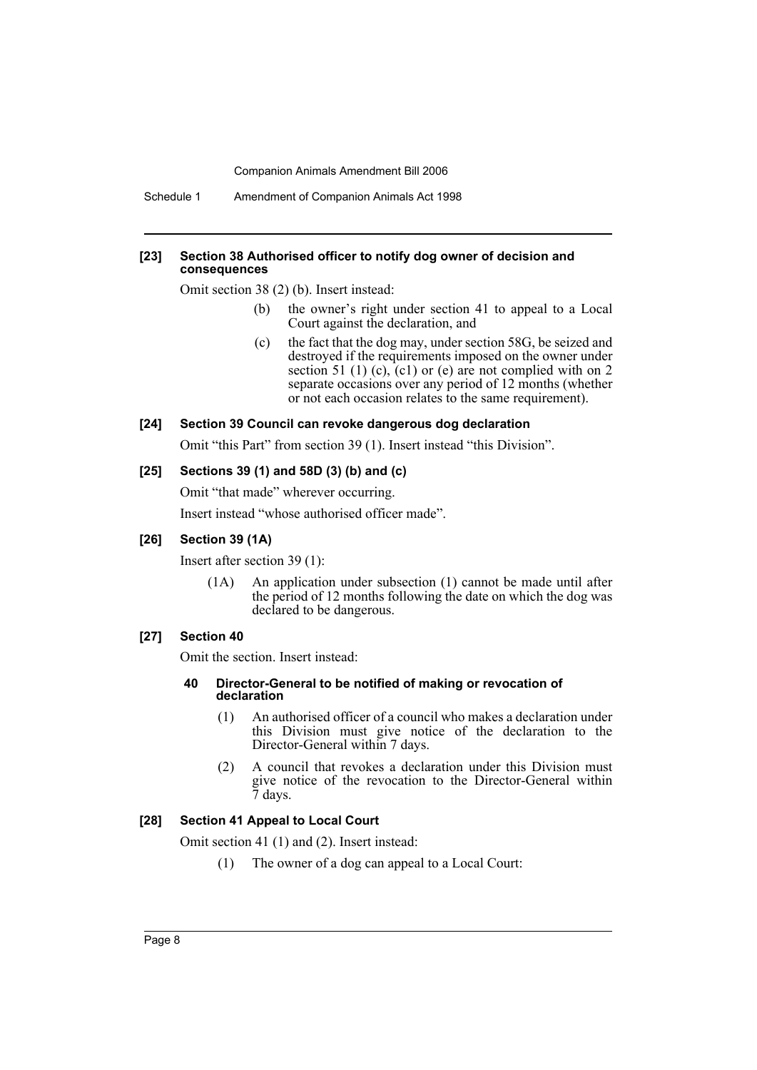**[23] Section 38 Authorised officer to notify dog owner of decision and consequences**

Omit section 38 (2) (b). Insert instead:

> (b) the owner's right under section 41 to appeal to a Local Court against the declaration, and
>
> (c) the fact that the dog may, under section 58G, be seized and destroyed if the requirements imposed on the owner under section 51 (1) (c), (c1) or (e) are not complied with on 2 separate occasions over any period of 12 months (whether or not each occasion relates to the same requirement).

**[24] Section 39 Council can revoke dangerous dog declaration**

Omit "this Part" from section 39 (1). Insert instead "this Division".

**[25] Sections 39 (1) and 58D (3) (b) and (c)**

Omit "that made" wherever occurring.

Insert instead "whose authorised officer made".

**[26] Section 39 (1A)**

Insert after section 39 (1):

> (1A) An application under subsection (1) cannot be made until after the period of 12 months following the date on which the dog was declared to be dangerous.

**[27] Section 40**

Omit the section. Insert instead:

> **40 Director-General to be notified of making or revocation of declaration**
>
> (1) An authorised officer of a council who makes a declaration under this Division must give notice of the declaration to the Director-General within 7 days.
>
> (2) A council that revokes a declaration under this Division must give notice of the revocation to the Director-General within 7 days.

**[28] Section 41 Appeal to Local Court**

Omit section 41 (1) and (2). Insert instead:

> (1) The owner of a dog can appeal to a Local Court: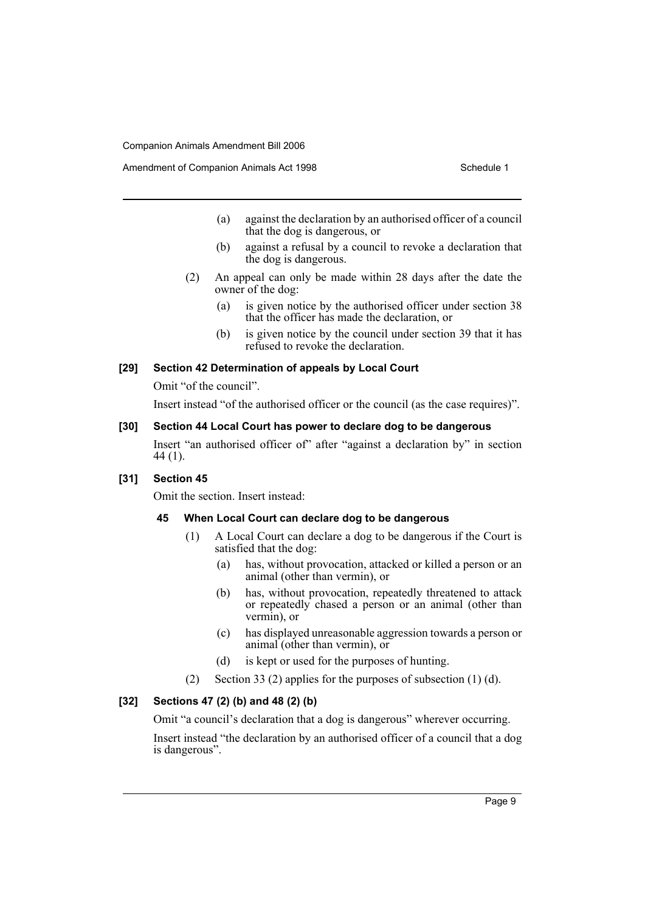(a) against the declaration by an authorised officer of a council that the dog is dangerous, or

(b) against a refusal by a council to revoke a declaration that the dog is dangerous.

(2) An appeal can only be made within 28 days after the date the owner of the dog:

(a) is given notice by the authorised officer under section 38 that the officer has made the declaration, or

(b) is given notice by the council under section 39 that it has refused to revoke the declaration.

#### [29] Section 42 Determination of appeals by Local Court

Omit "of the council".

Insert instead "of the authorised officer or the council (as the case requires)".

#### [30] Section 44 Local Court has power to declare dog to be dangerous

Insert "an authorised officer of" after "against a declaration by" in section 44 (1).

#### [31] Section 45

Omit the section. Insert instead:

##### 45 When Local Court can declare dog to be dangerous

(1) A Local Court can declare a dog to be dangerous if the Court is satisfied that the dog:

(a) has, without provocation, attacked or killed a person or an animal (other than vermin), or

(b) has, without provocation, repeatedly threatened to attack or repeatedly chased a person or an animal (other than vermin), or

(c) has displayed unreasonable aggression towards a person or animal (other than vermin), or

(d) is kept or used for the purposes of hunting.

(2) Section 33 (2) applies for the purposes of subsection (1) (d).

#### [32] Sections 47 (2) (b) and 48 (2) (b)

Omit "a council's declaration that a dog is dangerous" wherever occurring.

Insert instead "the declaration by an authorised officer of a council that a dog is dangerous".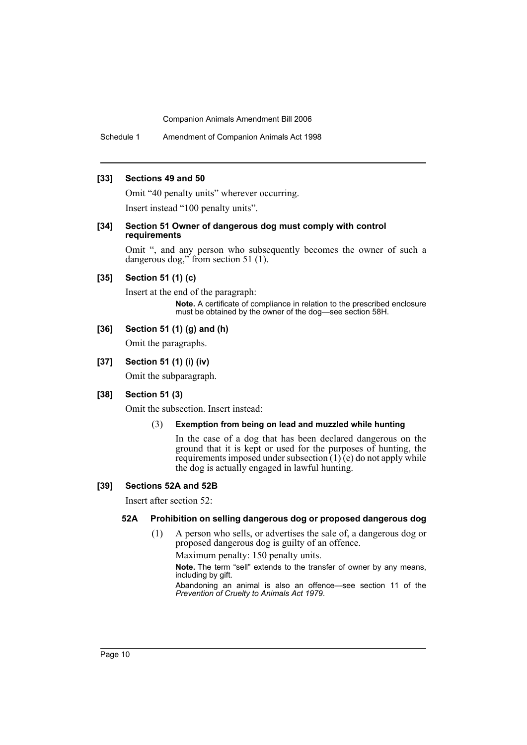### [33] Sections 49 and 50

Omit "40 penalty units" wherever occurring.

Insert instead "100 penalty units".

### [34] Section 51 Owner of dangerous dog must comply with control requirements

Omit ", and any person who subsequently becomes the owner of such a dangerous dog," from section 51 (1).

### [35] Section 51 (1) (c)

Insert at the end of the paragraph:

> **Note.** A certificate of compliance in relation to the prescribed enclosure must be obtained by the owner of the dog—see section 58H.

### [36] Section 51 (1) (g) and (h)

Omit the paragraphs.

### [37] Section 51 (1) (i) (iv)

Omit the subparagraph.

### [38] Section 51 (3)

Omit the subsection. Insert instead:

(3) **Exemption from being on lead and muzzled while hunting**

In the case of a dog that has been declared dangerous on the ground that it is kept or used for the purposes of hunting, the requirements imposed under subsection (1) (e) do not apply while the dog is actually engaged in lawful hunting.

### [39] Sections 52A and 52B

Insert after section 52:

#### 52A Prohibition on selling dangerous dog or proposed dangerous dog

(1) A person who sells, or advertises the sale of, a dangerous dog or proposed dangerous dog is guilty of an offence.

Maximum penalty: 150 penalty units.

**Note.** The term "sell" extends to the transfer of owner by any means, including by gift.

Abandoning an animal is also an offence—see section 11 of the *Prevention of Cruelty to Animals Act 1979*.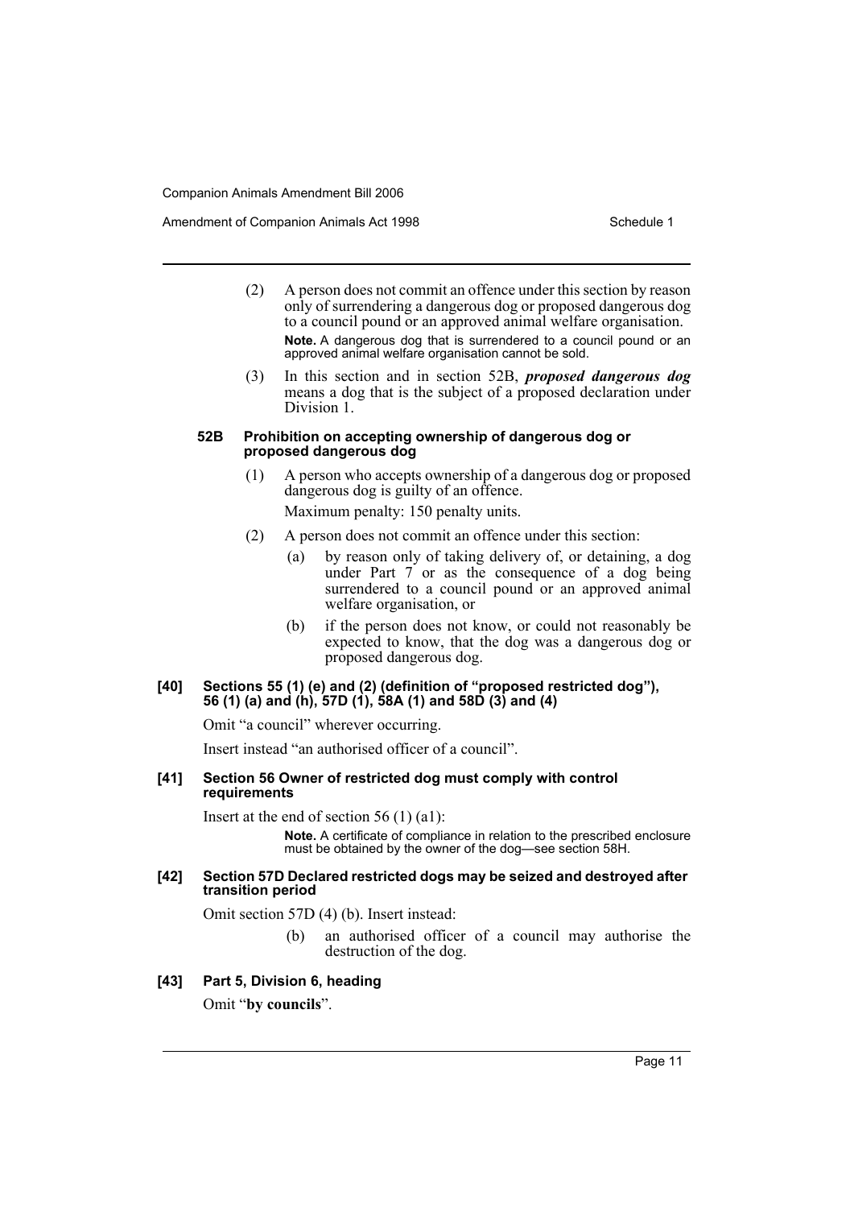(2) A person does not commit an offence under this section by reason only of surrendering a dangerous dog or proposed dangerous dog to a council pound or an approved animal welfare organisation.

**Note.** A dangerous dog that is surrendered to a council pound or an approved animal welfare organisation cannot be sold.

(3) In this section and in section 52B, ***proposed dangerous dog*** means a dog that is the subject of a proposed declaration under Division 1.

#### 52B Prohibition on accepting ownership of dangerous dog or proposed dangerous dog

(1) A person who accepts ownership of a dangerous dog or proposed dangerous dog is guilty of an offence.

Maximum penalty: 150 penalty units.

(2) A person does not commit an offence under this section:

(a) by reason only of taking delivery of, or detaining, a dog under Part 7 or as the consequence of a dog being surrendered to a council pound or an approved animal welfare organisation, or

(b) if the person does not know, or could not reasonably be expected to know, that the dog was a dangerous dog or proposed dangerous dog.

### [40] Sections 55 (1) (e) and (2) (definition of "proposed restricted dog"), 56 (1) (a) and (h), 57D (1), 58A (1) and 58D (3) and (4)

Omit "a council" wherever occurring.

Insert instead "an authorised officer of a council".

### [41] Section 56 Owner of restricted dog must comply with control requirements

Insert at the end of section 56 (1) (a1):

**Note.** A certificate of compliance in relation to the prescribed enclosure must be obtained by the owner of the dog—see section 58H.

### [42] Section 57D Declared restricted dogs may be seized and destroyed after transition period

Omit section 57D (4) (b). Insert instead:

(b) an authorised officer of a council may authorise the destruction of the dog.

### [43] Part 5, Division 6, heading

Omit "**by councils**".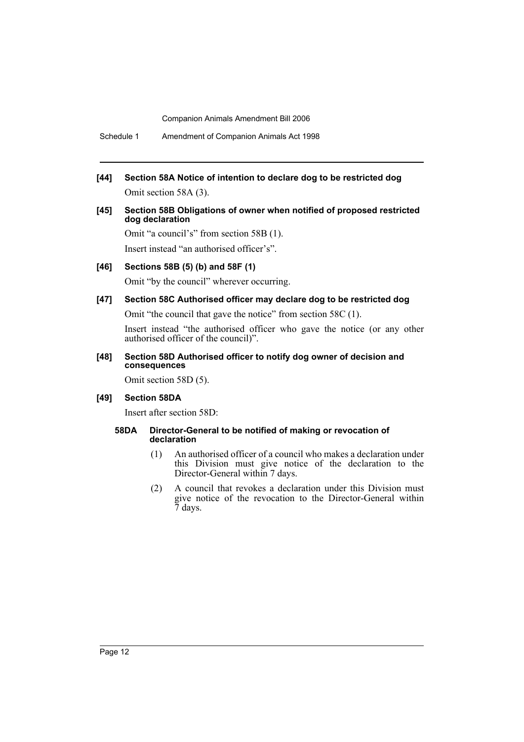**[44] Section 58A Notice of intention to declare dog to be restricted dog**

Omit section 58A (3).

**[45] Section 58B Obligations of owner when notified of proposed restricted dog declaration**

Omit "a council's" from section 58B (1).

Insert instead "an authorised officer's".

**[46] Sections 58B (5) (b) and 58F (1)**

Omit "by the council" wherever occurring.

**[47] Section 58C Authorised officer may declare dog to be restricted dog**

Omit "the council that gave the notice" from section 58C (1).

Insert instead "the authorised officer who gave the notice (or any other authorised officer of the council)".

**[48] Section 58D Authorised officer to notify dog owner of decision and consequences**

Omit section 58D (5).

**[49] Section 58DA**

Insert after section 58D:

**58DA Director-General to be notified making or revocation of declaration**

(1) An authorised officer of a council who makes a declaration under this Division must give notice of the declaration to the Director-General within 7 days.

(2) A council that revokes a declaration under this Division must give notice of the revocation to the Director-General within 7 days.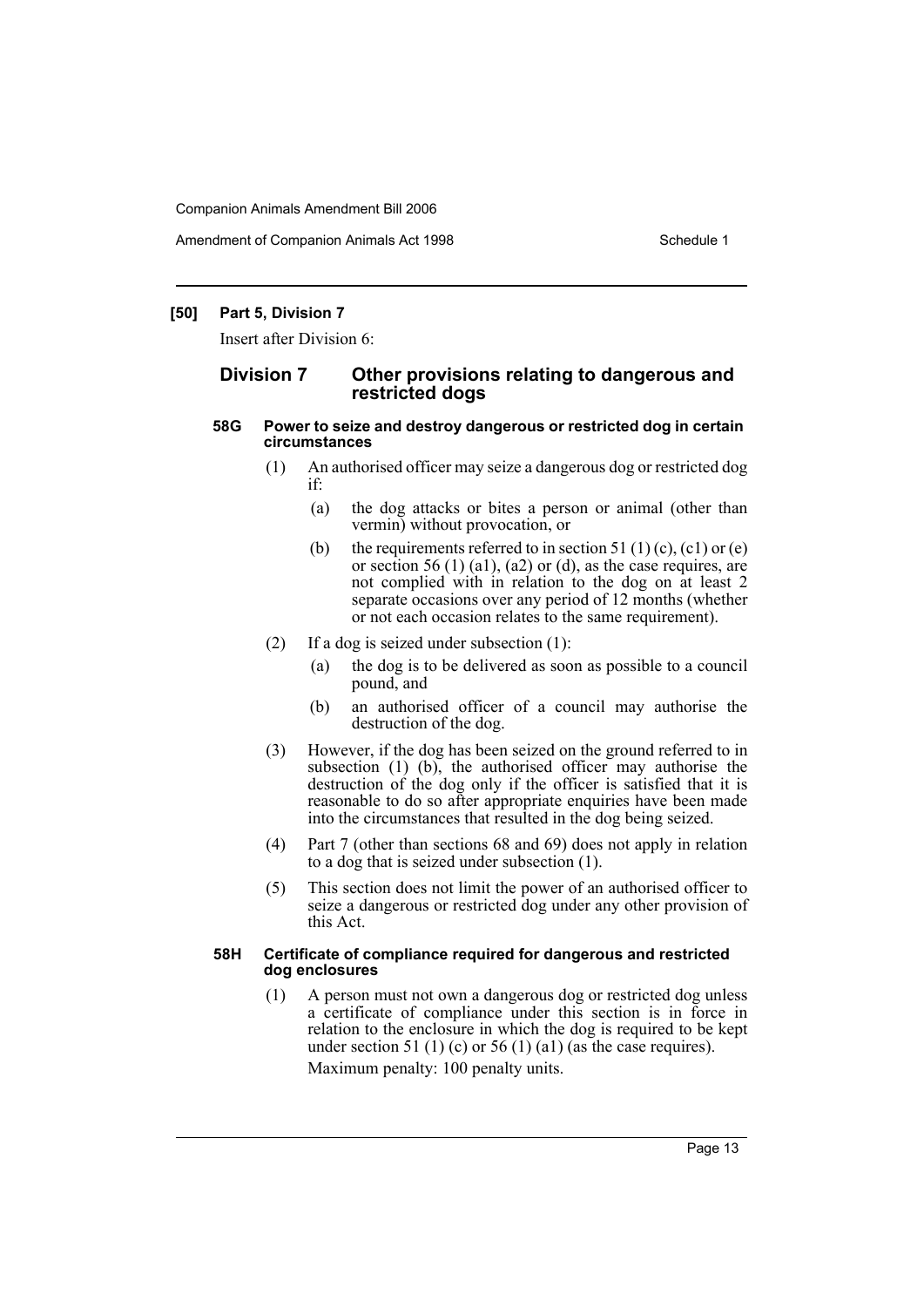### [50] Part 5, Division 7

Insert after Division 6:

## Division 7 Other provisions relating to dangerous and restricted dogs

#### 58G Power to seize and destroy dangerous or restricted dog in certain circumstances

(1) An authorised officer may seize a dangerous dog or restricted dog if:

- (a) the dog attacks or bites a person or animal (other than vermin) without provocation, or
- (b) the requirements referred to in section 51 (1) (c), (c1) or (e) or section 56 (1) (a1), (a2) or (d), as the case requires, are not complied with in relation to the dog on at least 2 separate occasions over any period of 12 months (whether or not each occasion relates to the same requirement).

(2) If a dog is seized under subsection (1):

- (a) the dog is to be delivered as soon as possible to a council pound, and
- (b) an authorised officer of a council may authorise the destruction of the dog.

(3) However, if the dog has been seized on the ground referred to in subsection (1) (b), the authorised officer may authorise the destruction of the dog only if the officer is satisfied that it is reasonable to do so after appropriate enquiries have been made into the circumstances that resulted in the dog being seized.

(4) Part 7 (other than sections 68 and 69) does not apply in relation to a dog that is seized under subsection (1).

(5) This section does not limit the power of an authorised officer to seize a dangerous or restricted dog under any other provision of this Act.

#### 58H Certificate of compliance required for dangerous and restricted dog enclosures

(1) A person must not own a dangerous dog or restricted dog unless a certificate of compliance under this section is in force in relation to the enclosure in which the dog is required to be kept under section 51 (1) (c) or 56 (1) (a1) (as the case requires).

Maximum penalty: 100 penalty units.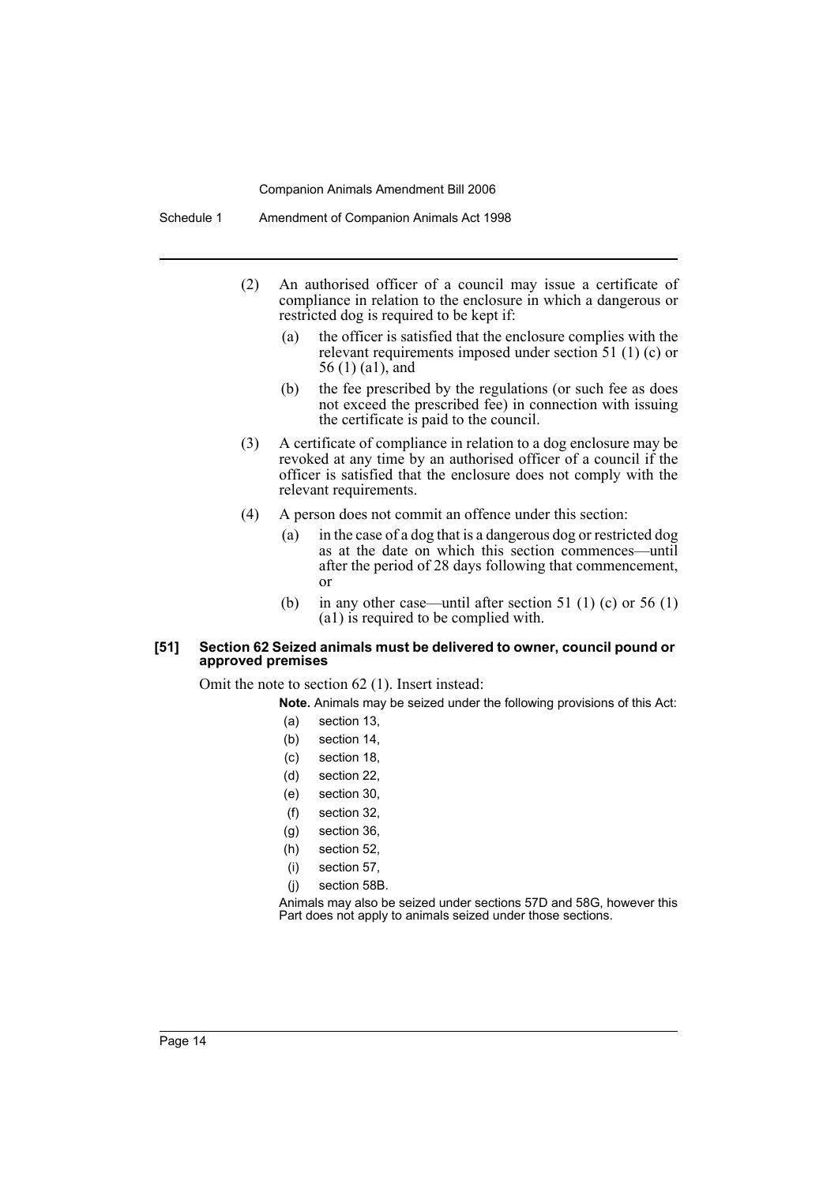(2) An authorised officer of a council may issue a certificate of compliance in relation to the enclosure in which a dangerous or restricted dog is required to be kept if:

- (a) the officer is satisfied that the enclosure complies with the relevant requirements imposed under section 51 (1) (c) or 56 (1) (a1), and
- (b) the fee prescribed by the regulations (or such fee as does not exceed the prescribed fee) in connection with issuing the certificate is paid to the council.

(3) A certificate of compliance in relation to a dog enclosure may be revoked at any time by an authorised officer of a council if the officer is satisfied that the enclosure does not comply with the relevant requirements.

(4) A person does not commit an offence under this section:

- (a) in the case of a dog that is a dangerous dog or restricted dog as at the date on which this section commences—until after the period of 28 days following that commencement, or
- (b) in any other case—until after section 51 (1) (c) or 56 (1) (a1) is required to be complied with.

**[51] Section 62 Seized animals must be delivered to owner, council pound or approved premises**

Omit the note to section 62 (1). Insert instead:

**Note.** Animals may be seized under the following provisions of this Act:

- (a) section 13,
- (b) section 14,
- (c) section 18,
- (d) section 22,
- (e) section 30,
- (f) section 32,
- (g) section 36,
- (h) section 52,
- (i) section 57,
- (j) section 58B.

Animals may also be seized under sections 57D and 58G, however this Part does not apply to animals seized under those sections.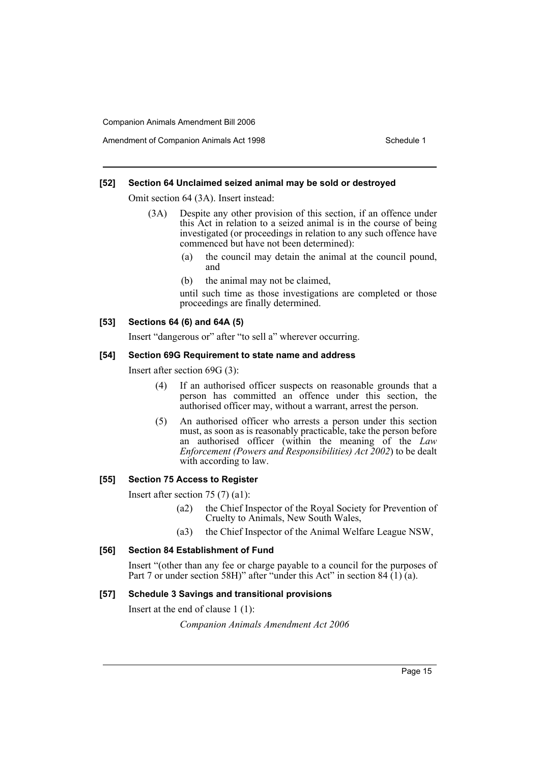### [52] Section 64 Unclaimed seized animal may be sold or destroyed

Omit section 64 (3A). Insert instead:

(3A) Despite any other provision of this section, if an offence under this Act in relation to a seized animal is in the course of being investigated (or proceedings in relation to any such offence have commenced but have not been determined):

(a) the council may detain the animal at the council pound, and

(b) the animal may not be claimed,

until such time as those investigations are completed or those proceedings are finally determined.

### [53] Sections 64 (6) and 64A (5)

Insert "dangerous or" after "to sell a" wherever occurring.

### [54] Section 69G Requirement to state name and address

Insert after section 69G (3):

(4) If an authorised officer suspects on reasonable grounds that a person has committed an offence under this section, the authorised officer may, without a warrant, arrest the person.

(5) An authorised officer who arrests a person under this section must, as soon as is reasonably practicable, take the person before an authorised officer (within the meaning of the *Law Enforcement (Powers and Responsibilities) Act 2002*) to be dealt with according to law.

### [55] Section 75 Access to Register

Insert after section 75 (7) (a1):

(a2) the Chief Inspector of the Royal Society for Prevention of Cruelty to Animals, New South Wales,

(a3) the Chief Inspector of the Animal Welfare League NSW,

### [56] Section 84 Establishment of Fund

Insert "(other than any fee or charge payable to a council for the purposes of Part 7 or under section 58H)" after "under this Act" in section 84 (1) (a).

### [57] Schedule 3 Savings and transitional provisions

Insert at the end of clause 1 (1):

*Companion Animals Amendment Act 2006*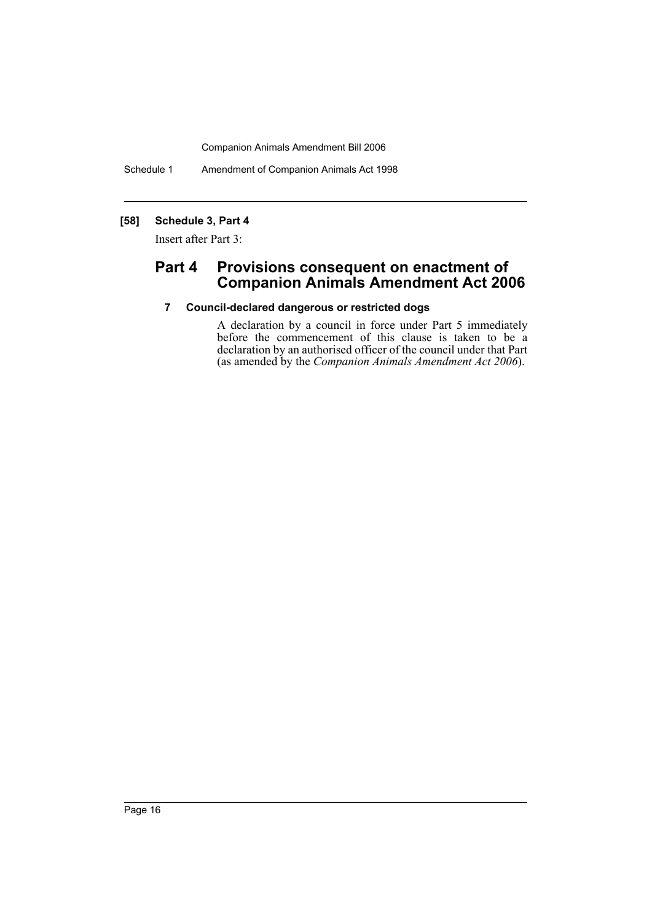### [58] Schedule 3, Part 4

Insert after Part 3:

## Part 4 Provisions consequent on enactment of Companion Animals Amendment Act 2006

### 7 Council-declared dangerous or restricted dogs

A declaration by a council in force under Part 5 immediately before the commencement of this clause is taken to be a declaration by an authorised officer of the council under that Part (as amended by the *Companion Animals Amendment Act 2006*).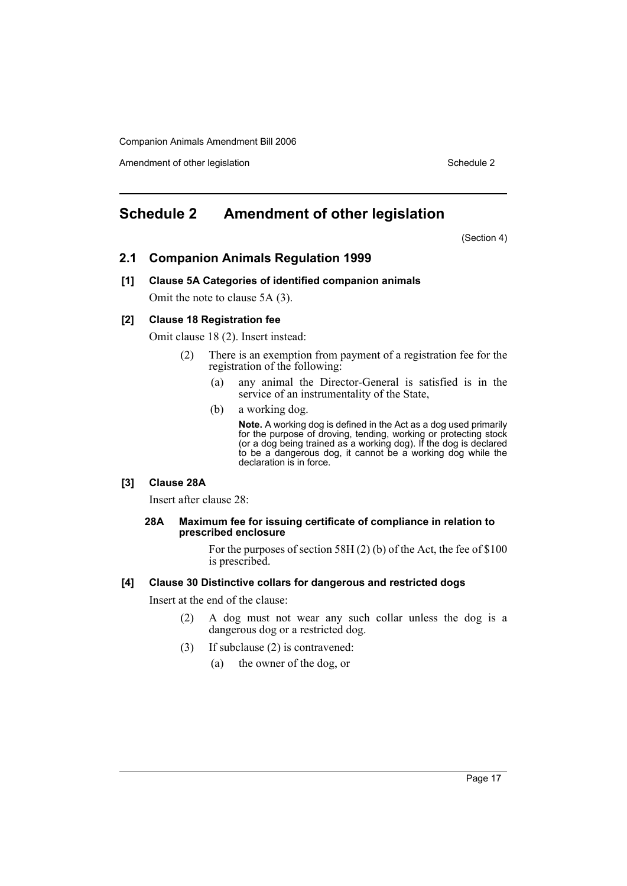# Schedule 2 Amendment of other legislation

(Section 4)

## 2.1 Companion Animals Regulation 1999

### [1] Clause 5A Categories of identified companion animals

Omit the note to clause 5A (3).

### [2] Clause 18 Registration fee

Omit clause 18 (2). Insert instead:

(2) There is an exemption from payment of a registration fee for the registration of the following:

(a) any animal the Director-General is satisfied is in the service of an instrumentality of the State,

(b) a working dog.

**Note.** A working dog is defined in the Act as a dog used primarily for the purpose of droving, tending, working or protecting stock (or a dog being trained as a working dog). If the dog is declared to be a dangerous dog, it cannot be a working dog while the declaration is in force.

### [3] Clause 28A

Insert after clause 28:

#### 28A Maximum fee for issuing certificate of compliance in relation to prescribed enclosure

For the purposes of section 58H (2) (b) of the Act, the fee of $100 is prescribed.

### [4] Clause 30 Distinctive collars for dangerous and restricted dogs

Insert at the end of the clause:

(2) A dog must not wear any such collar unless the dog is a dangerous dog or a restricted dog.

(3) If subclause (2) is contravened:

(a) the owner of the dog, or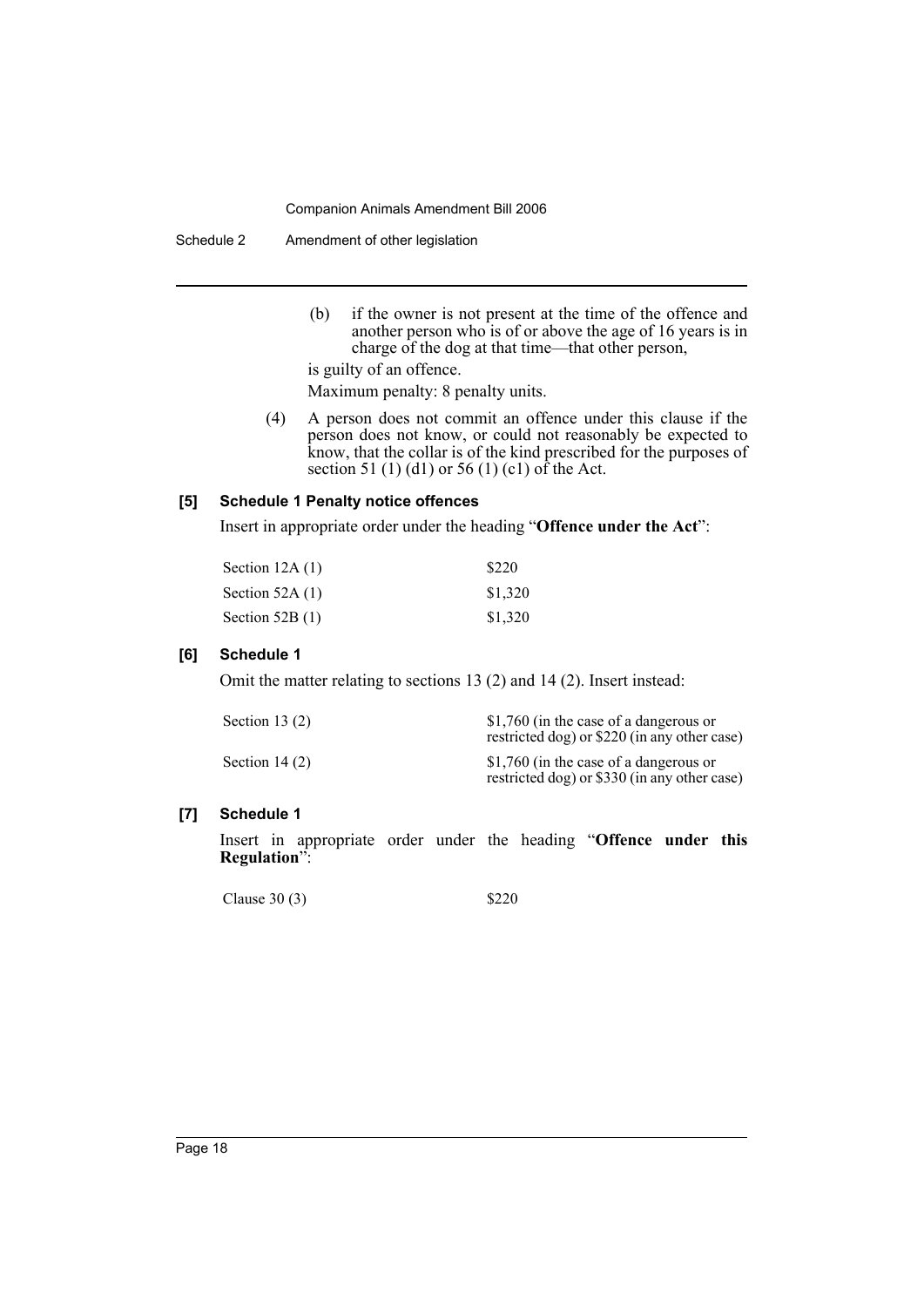(b) if the owner is not present at the time of the offence and another person who is of or above the age of 16 years is in charge of the dog at that time—that other person,

is guilty of an offence.

Maximum penalty: 8 penalty units.

(4) A person does not commit an offence under this clause if the person does not know, or could not reasonably be expected to know, that the collar is of the kind prescribed for the purposes of section 51 (1) (d1) or 56 (1) (c1) of the Act.

**[5] Schedule 1 Penalty notice offences**

Insert in appropriate order under the heading "**Offence under the Act**":

| | |
|---|---|
| Section 12A (1) | $220 |
| Section 52A (1) | $1,320 |
| Section 52B (1) | $1,320 |

**[6] Schedule 1**

Omit the matter relating to sections 13 (2) and 14 (2). Insert instead:

| | |
|---|---|
| Section 13 (2) | $1,760 (in the case of a dangerous or restricted dog) or $220 (in any other case) |
| Section 14 (2) | $1,760 (in the case of a dangerous or restricted dog) or $330 (in any other case) |

**[7] Schedule 1**

Insert in appropriate order under the heading "**Offence under this Regulation**":

| | |
|---|---|
| Clause 30 (3) | $220 |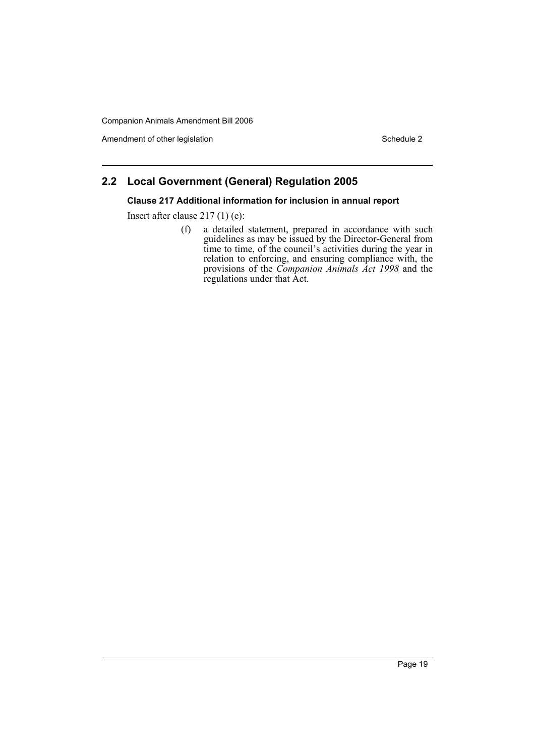## 2.2 Local Government (General) Regulation 2005

### Clause 217 Additional information for inclusion in annual report

Insert after clause 217 (1) (e):

(f) a detailed statement, prepared in accordance with such guidelines as may be issued by the Director-General from time to time, of the council's activities during the year in relation to enforcing, and ensuring compliance with, the provisions of the *Companion Animals Act 1998* and the regulations under that Act.